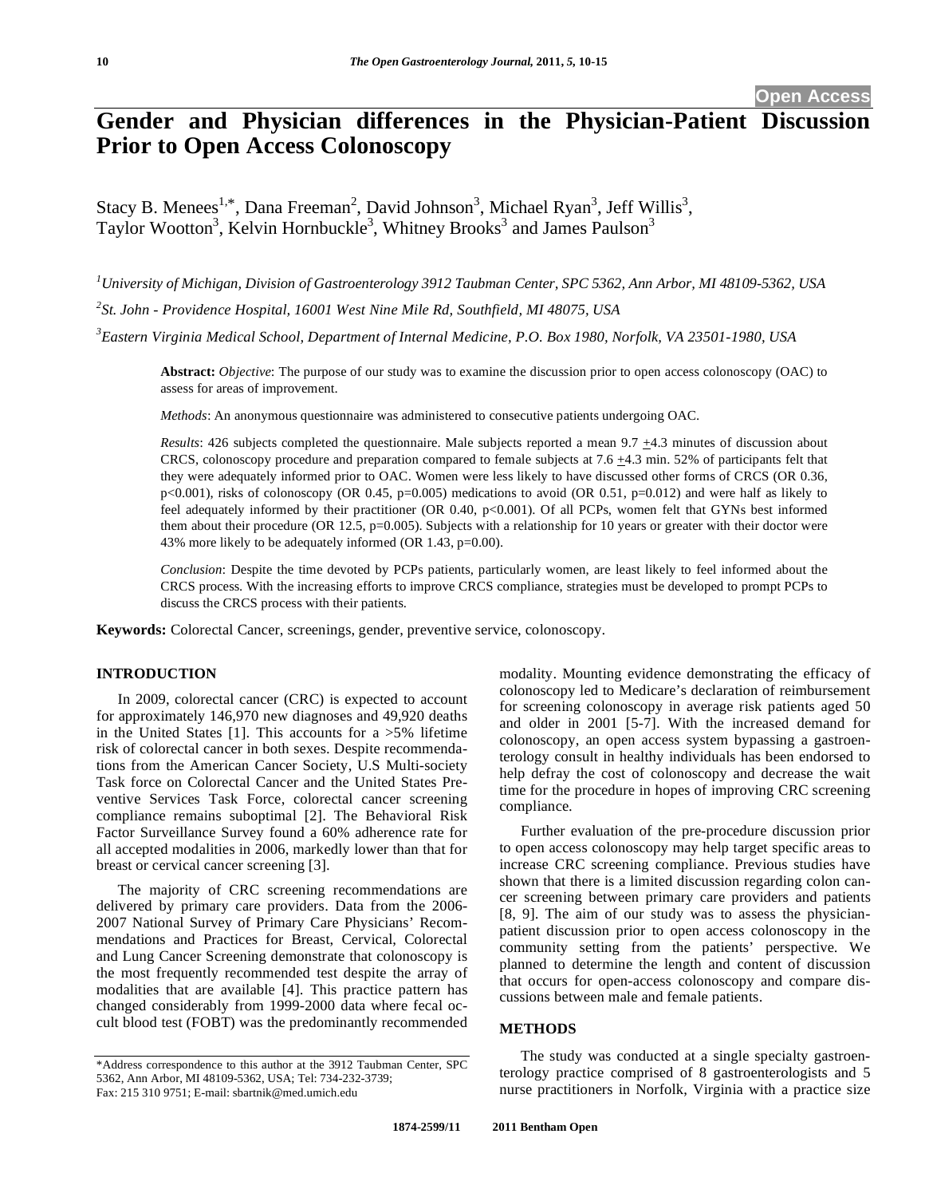Open Access

# Gender and Physician differences in the Physician-Patient Discussion Prior to Open Access Colonoscopy

Stacy B. Menees[1,*], Dana Freeman[2], David Johnson[3], Michael Ryan[3], Jeff Willis[3], Taylor Wootton[3], Kelvin Hornbuckle[3], Whitney Brooks[3] and James Paulson[3]

[1]University of Michigan, Division of Gastroenterology 3912 Taubman Center, SPC 5362, Ann Arbor, MI 48109-5362, USA

[2]St. John - Providence Hospital, 16001 West Nine Mile Rd, Southfield, MI 48075, USA

[3]Eastern Virginia Medical School, Department of Internal Medicine, P.O. Box 1980, Norfolk, VA 23501-1980, USA

**Abstract:** *Objective*: The purpose of our study was to examine the discussion prior to open access colonoscopy (OAC) to assess for areas of improvement.

*Methods*: An anonymous questionnaire was administered to consecutive patients undergoing OAC.

*Results*: 426 subjects completed the questionnaire. Male subjects reported a mean 9.7 +4.3 minutes of discussion about CRCS, colonoscopy procedure and preparation compared to female subjects at 7.6 +4.3 min. 52% of participants felt that they were adequately informed prior to OAC. Women were less likely to have discussed other forms of CRCS (OR 0.36, $p<0.001$), risks of colonoscopy (OR 0.45, $p=0.005$) medications to avoid (OR 0.51, $p=0.012$) and were half as likely to feel adequately informed by their practitioner (OR 0.40, $p<0.001$). Of all PCPs, women felt that GYNs best informed them about their procedure (OR 12.5, $p=0.005$). Subjects with a relationship for 10 years or greater with their doctor were 43% more likely to be adequately informed (OR 1.43, $p=0.00$).

*Conclusion*: Despite the time devoted by PCPs patients, particularly women, are least likely to feel informed about the CRCS process. With the increasing efforts to improve CRCS compliance, strategies must be developed to prompt PCPs to discuss the CRCS process with their patients.

**Keywords:** Colorectal Cancer, screenings, gender, preventive service, colonoscopy.

## INTRODUCTION

In 2009, colorectal cancer (CRC) is expected to account for approximately 146,970 new diagnoses and 49,920 deaths in the United States [1]. This accounts for a >5% lifetime risk of colorectal cancer in both sexes. Despite recommendations from the American Cancer Society, U.S Multi-society Task force on Colorectal Cancer and the United States Preventive Services Task Force, colorectal cancer screening compliance remains suboptimal [2]. The Behavioral Risk Factor Surveillance Survey found a 60% adherence rate for all accepted modalities in 2006, markedly lower than that for breast or cervical cancer screening [3].

The majority of CRC screening recommendations are delivered by primary care providers. Data from the 2006-2007 National Survey of Primary Care Physicians' Recommendations and Practices for Breast, Cervical, Colorectal and Lung Cancer Screening demonstrate that colonoscopy is the most frequently recommended test despite the array of modalities that are available [4]. This practice pattern has changed considerably from 1999-2000 data where fecal occult blood test (FOBT) was the predominantly recommended modality. Mounting evidence demonstrating the efficacy of colonoscopy led to Medicare's declaration of reimbursement for screening colonoscopy in average risk patients aged 50 and older in 2001 [5-7]. With the increased demand for colonoscopy, an open access system bypassing a gastroenterology consult in healthy individuals has been endorsed to help defray the cost of colonoscopy and decrease the wait time for the procedure in hopes of improving CRC screening compliance.

Further evaluation of the pre-procedure discussion prior to open access colonoscopy may help target specific areas to increase CRC screening compliance. Previous studies have shown that there is a limited discussion regarding colon cancer screening between primary care providers and patients [8, 9]. The aim of our study was to assess the physician-patient discussion prior to open access colonoscopy in the community setting from the patients' perspective. We planned to determine the length and content of discussion that occurs for open-access colonoscopy and compare discussions between male and female patients.

## METHODS

The study was conducted at a single specialty gastroenterology practice comprised of 8 gastroenterologists and 5 nurse practitioners in Norfolk, Virginia with a practice size

*Address correspondence to this author at the 3912 Taubman Center, SPC 5362, Ann Arbor, MI 48109-5362, USA; Tel: 734-232-3739; Fax: 215 310 9751; E-mail: sbartnik@med.umich.edu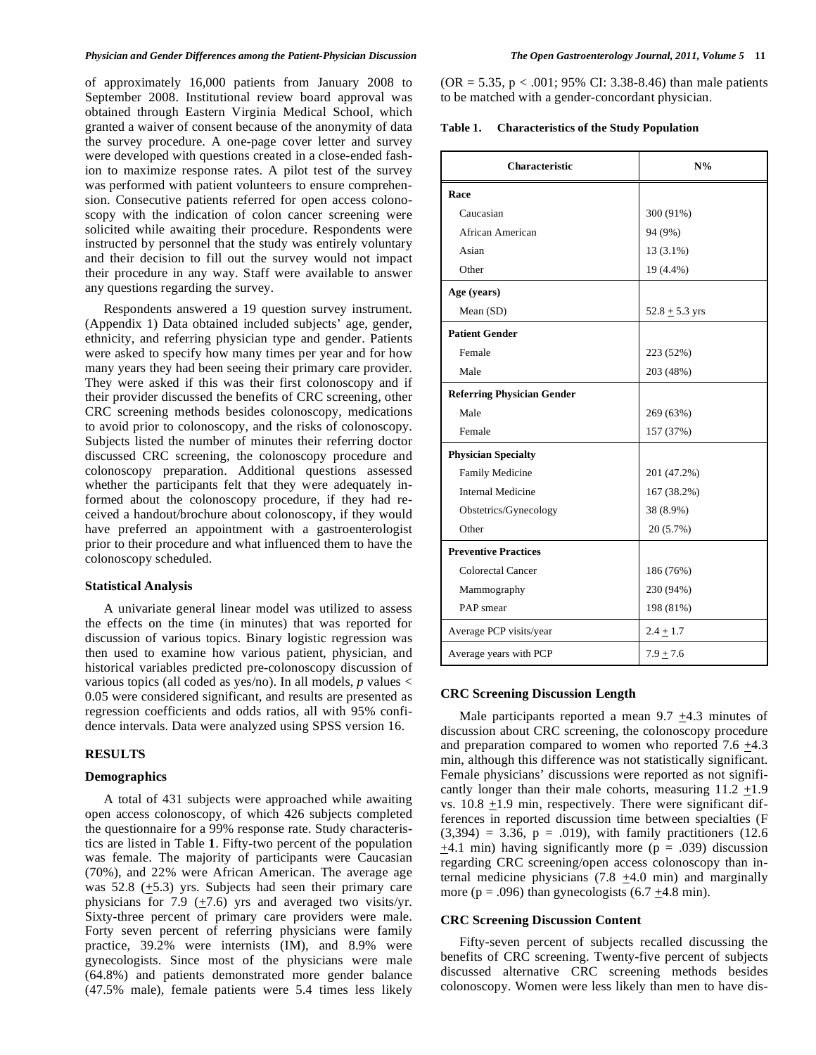of approximately 16,000 patients from January 2008 to September 2008. Institutional review board approval was obtained through Eastern Virginia Medical School, which granted a waiver of consent because of the anonymity of data the survey procedure. A one-page cover letter and survey were developed with questions created in a close-ended fashion to maximize response rates. A pilot test of the survey was performed with patient volunteers to ensure comprehension. Consecutive patients referred for open access colonoscopy with the indication of colon cancer screening were solicited while awaiting their procedure. Respondents were instructed by personnel that the study was entirely voluntary and their decision to fill out the survey would not impact their procedure in any way. Staff were available to answer any questions regarding the survey.

Respondents answered a 19 question survey instrument. (Appendix 1) Data obtained included subjects' age, gender, ethnicity, and referring physician type and gender. Patients were asked to specify how many times per year and for how many years they had been seeing their primary care provider. They were asked if this was their first colonoscopy and if their provider discussed the benefits of CRC screening, other CRC screening methods besides colonoscopy, medications to avoid prior to colonoscopy, and the risks of colonoscopy. Subjects listed the number of minutes their referring doctor discussed CRC screening, the colonoscopy procedure and colonoscopy preparation. Additional questions assessed whether the participants felt that they were adequately informed about the colonoscopy procedure, if they had received a handout/brochure about colonoscopy, if they would have preferred an appointment with a gastroenterologist prior to their procedure and what influenced them to have the colonoscopy scheduled.

### Statistical Analysis

A univariate general linear model was utilized to assess the effects on the time (in minutes) that was reported for discussion of various topics. Binary logistic regression was then used to examine how various patient, physician, and historical variables predicted pre-colonoscopy discussion of various topics (all coded as yes/no). In all models, $p$ values < 0.05 were considered significant, and results are presented as regression coefficients and odds ratios, all with 95% confidence intervals. Data were analyzed using SPSS version 16.

## RESULTS

### Demographics

A total of 431 subjects were approached while awaiting open access colonoscopy, of which 426 subjects completed the questionnaire for a 99% response rate. Study characteristics are listed in Table **1**. Fifty-two percent of the population was female. The majority of participants were Caucasian (70%), and 22% were African American. The average age was 52.8 (±5.3) yrs. Subjects had seen their primary care physicians for 7.9 (±7.6) yrs and averaged two visits/yr. Sixty-three percent of primary care providers were male. Forty seven percent of referring physicians were family practice, 39.2% were internists (IM), and 8.9% were gynecologists. Since most of the physicians were male (64.8%) and patients demonstrated more gender balance (47.5% male), female patients were 5.4 times less likely (OR = 5.35, p < .001; 95% CI: 3.38-8.46) than male patients to be matched with a gender-concordant physician.

**Table 1. Characteristics of the Study Population**

| Characteristic | N% |
|---|---|
| **Race** | |
| Caucasian | 300 (91%) |
| African American | 94 (9%) |
| Asian | 13 (3.1%) |
| Other | 19 (4.4%) |
| **Age (years)** | |
| Mean (SD) | 52.8 ± 5.3 yrs |
| **Patient Gender** | |
| Female | 223 (52%) |
| Male | 203 (48%) |
| **Referring Physician Gender** | |
| Male | 269 (63%) |
| Female | 157 (37%) |
| **Physician Specialty** | |
| Family Medicine | 201 (47.2%) |
| Internal Medicine | 167 (38.2%) |
| Obstetrics/Gynecology | 38 (8.9%) |
| Other | 20 (5.7%) |
| **Preventive Practices** | |
| Colorectal Cancer | 186 (76%) |
| Mammography | 230 (94%) |
| PAP smear | 198 (81%) |
| Average PCP visits/year | 2.4 ± 1.7 |
| Average years with PCP | 7.9 ± 7.6 |

### CRC Screening Discussion Length

Male participants reported a mean 9.7 ±4.3 minutes of discussion about CRC screening, the colonoscopy procedure and preparation compared to women who reported 7.6 ±4.3 min, although this difference was not statistically significant. Female physicians' discussions were reported as not significantly longer than their male cohorts, measuring 11.2 ±1.9 vs. 10.8 ±1.9 min, respectively. There were significant differences in reported discussion time between specialties ($F_{(3,394)} = 3.36$, p = .019), with family practitioners (12.6 ±4.1 min) having significantly more (p = .039) discussion regarding CRC screening/open access colonoscopy than internal medicine physicians (7.8 ±4.0 min) and marginally more (p = .096) than gynecologists (6.7 ±4.8 min).

### CRC Screening Discussion Content

Fifty-seven percent of subjects recalled discussing the benefits of CRC screening. Twenty-five percent of subjects discussed alternative CRC screening methods besides colonoscopy. Women were less likely than men to have dis-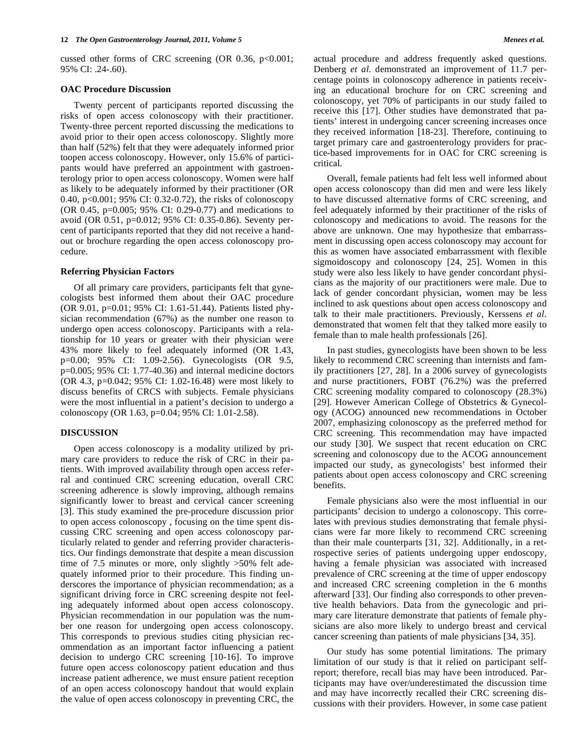cussed other forms of CRC screening (OR 0.36, $p<0.001$; 95% CI: .24-.60).

### OAC Procedure Discussion

Twenty percent of participants reported discussing the risks of open access colonoscopy with their practitioner. Twenty-three percent reported discussing the medications to avoid prior to their open access colonoscopy. Slightly more than half (52%) felt that they were adequately informed prior toopen access colonoscopy. However, only 15.6% of participants would have preferred an appointment with gastroenterology prior to open access colonoscopy. Women were half as likely to be adequately informed by their practitioner (OR 0.40, $p<0.001$; 95% CI: 0.32-0.72), the risks of colonoscopy (OR 0.45, $p=0.005$; 95% CI: 0.29-0.77) and medications to avoid (OR 0.51, $p=0.012$; 95% CI: 0.35-0.86). Seventy percent of participants reported that they did not receive a handout or brochure regarding the open access colonoscopy procedure.

### Referring Physician Factors

Of all primary care providers, participants felt that gynecologists best informed them about their OAC procedure (OR 9.01, $p=0.01$; 95% CI: 1.61-51.44). Patients listed physician recommendation (67%) as the number one reason to undergo open access colonoscopy. Participants with a relationship for 10 years or greater with their physician were 43% more likely to feel adequately informed (OR 1.43, $p=0.00$; 95% CI: 1.09-2.56). Gynecologists (OR 9.5, $p=0.005$; 95% CI: 1.77-40.36) and internal medicine doctors (OR 4.3, $p=0.042$; 95% CI: 1.02-16.48) were most likely to discuss benefits of CRCS with subjects. Female physicians were the most influential in a patient's decision to undergo a colonoscopy (OR 1.63, $p=0.04$; 95% CI: 1.01-2.58).

## DISCUSSION

Open access colonoscopy is a modality utilized by primary care providers to reduce the risk of CRC in their patients. With improved availability through open access referral and continued CRC screening education, overall CRC screening adherence is slowly improving, although remains significantly lower to breast and cervical cancer screening [3]. This study examined the pre-procedure discussion prior to open access colonoscopy , focusing on the time spent discussing CRC screening and open access colonoscopy particularly related to gender and referring provider characteristics. Our findings demonstrate that despite a mean discussion time of 7.5 minutes or more, only slightly >50% felt adequately informed prior to their procedure. This finding underscores the importance of physician recommendation; as a significant driving force in CRC screening despite not feeling adequately informed about open access colonoscopy. Physician recommendation in our population was the number one reason for undergoing open access colonoscopy. This corresponds to previous studies citing physician recommendation as an important factor influencing a patient decision to undergo CRC screening [10-16]. To improve future open access colonoscopy patient education and thus increase patient adherence, we must ensure patient reception of an open access colonoscopy handout that would explain the value of open access colonoscopy in preventing CRC, the actual procedure and address frequently asked questions. Denberg *et al*. demonstrated an improvement of 11.7 percentage points in colonoscopy adherence in patients receiving an educational brochure for on CRC screening and colonoscopy, yet 70% of participants in our study failed to receive this [17]. Other studies have demonstrated that patients' interest in undergoing cancer screening increases once they received information [18-23]. Therefore, continuing to target primary care and gastroenterology providers for practice-based improvements for in OAC for CRC screening is critical.

Overall, female patients had felt less well informed about open access colonoscopy than did men and were less likely to have discussed alternative forms of CRC screening, and feel adequately informed by their practitioner of the risks of colonoscopy and medications to avoid. The reasons for the above are unknown. One may hypothesize that embarrassment in discussing open access colonoscopy may account for this as women have associated embarrassment with flexible sigmoidoscopy and colonoscopy [24, 25]. Women in this study were also less likely to have gender concordant physicians as the majority of our practitioners were male. Due to lack of gender concordant physician, women may be less inclined to ask questions about open access colonoscopy and talk to their male practitioners. Previously, Kerssens *et al*. demonstrated that women felt that they talked more easily to female than to male health professionals [26].

In past studies, gynecologists have been shown to be less likely to recommend CRC screening than internists and family practitioners [27, 28]. In a 2006 survey of gynecologists and nurse practitioners, FOBT (76.2%) was the preferred CRC screening modality compared to colonoscopy (28.3%) [29]. However American College of Obstetrics & Gynecology (ACOG) announced new recommendations in October 2007, emphasizing colonoscopy as the preferred method for CRC screening. This recommendation may have impacted our study [30]. We suspect that recent education on CRC screening and colonoscopy due to the ACOG announcement impacted our study, as gynecologists' best informed their patients about open access colonoscopy and CRC screening benefits.

Female physicians also were the most influential in our participants' decision to undergo a colonoscopy. This correlates with previous studies demonstrating that female physicians were far more likely to recommend CRC screening than their male counterparts [31, 32]. Additionally, in a retrospective series of patients undergoing upper endoscopy, having a female physician was associated with increased prevalence of CRC screening at the time of upper endoscopy and increased CRC screening completion in the 6 months afterward [33]. Our finding also corresponds to other preventive health behaviors. Data from the gynecologic and primary care literature demonstrate that patients of female physicians are also more likely to undergo breast and cervical cancer screening than patients of male physicians [34, 35].

Our study has some potential limitations. The primary limitation of our study is that it relied on participant self-report; therefore, recall bias may have been introduced. Participants may have over/underestimated the discussion time and may have incorrectly recalled their CRC screening discussions with their providers. However, in some case patient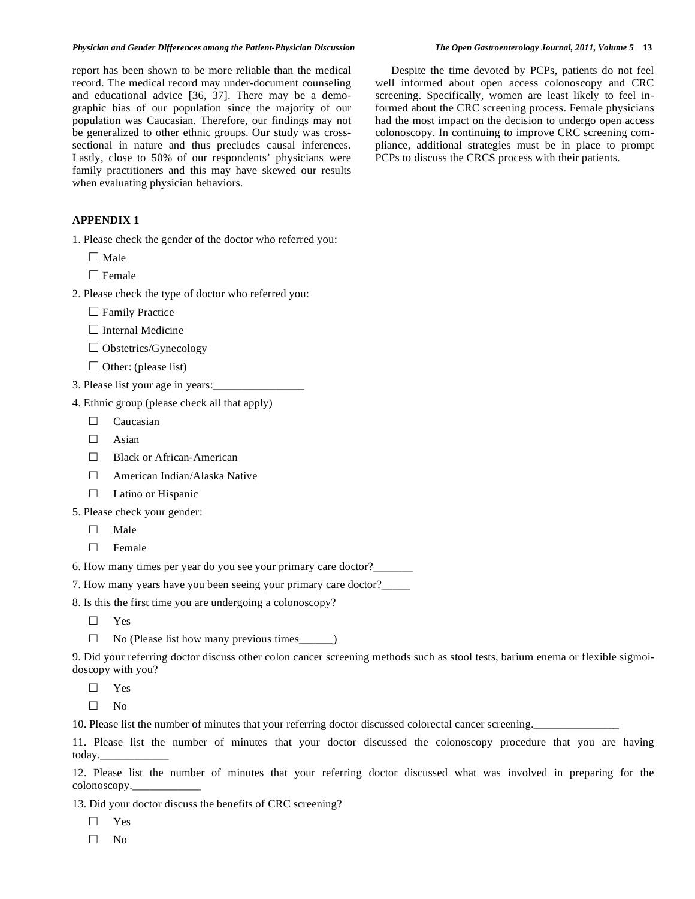report has been shown to be more reliable than the medical record. The medical record may under-document counseling and educational advice [36, 37]. There may be a demographic bias of our population since the majority of our population was Caucasian. Therefore, our findings may not be generalized to other ethnic groups. Our study was cross-sectional in nature and thus precludes causal inferences. Lastly, close to 50% of our respondents' physicians were family practitioners and this may have skewed our results when evaluating physician behaviors.

Despite the time devoted by PCPs, patients do not feel well informed about open access colonoscopy and CRC screening. Specifically, women are least likely to feel informed about the CRC screening process. Female physicians had the most impact on the decision to undergo open access colonoscopy. In continuing to improve CRC screening compliance, additional strategies must be in place to prompt PCPs to discuss the CRCS process with their patients.

## APPENDIX 1

1. Please check the gender of the doctor who referred you:

   ☐ Male

   ☐ Female

2. Please check the type of doctor who referred you:

   ☐ Family Practice

   ☐ Internal Medicine

   ☐ Obstetrics/Gynecology

   ☐ Other: (please list)

3. Please list your age in years:________________

4. Ethnic group (please check all that apply)

   ☐ Caucasian

   ☐ Asian

   ☐ Black or African-American

   ☐ American Indian/Alaska Native

   ☐ Latino or Hispanic

5. Please check your gender:

   ☐ Male

   ☐ Female

6. How many times per year do you see your primary care doctor?_______

7. How many years have you been seeing your primary care doctor?_____

8. Is this the first time you are undergoing a colonoscopy?

   ☐ Yes

   ☐ No (Please list how many previous times______)

9. Did your referring doctor discuss other colon cancer screening methods such as stool tests, barium enema or flexible sigmoidoscopy with you?

   ☐ Yes

   ☐ No

10. Please list the number of minutes that your referring doctor discussed colorectal cancer screening._______________

11. Please list the number of minutes that your doctor discussed the colonoscopy procedure that you are having today.____________

12. Please list the number of minutes that your referring doctor discussed what was involved in preparing for the colonoscopy.____________

13. Did your doctor discuss the benefits of CRC screening?

   ☐ Yes

   ☐ No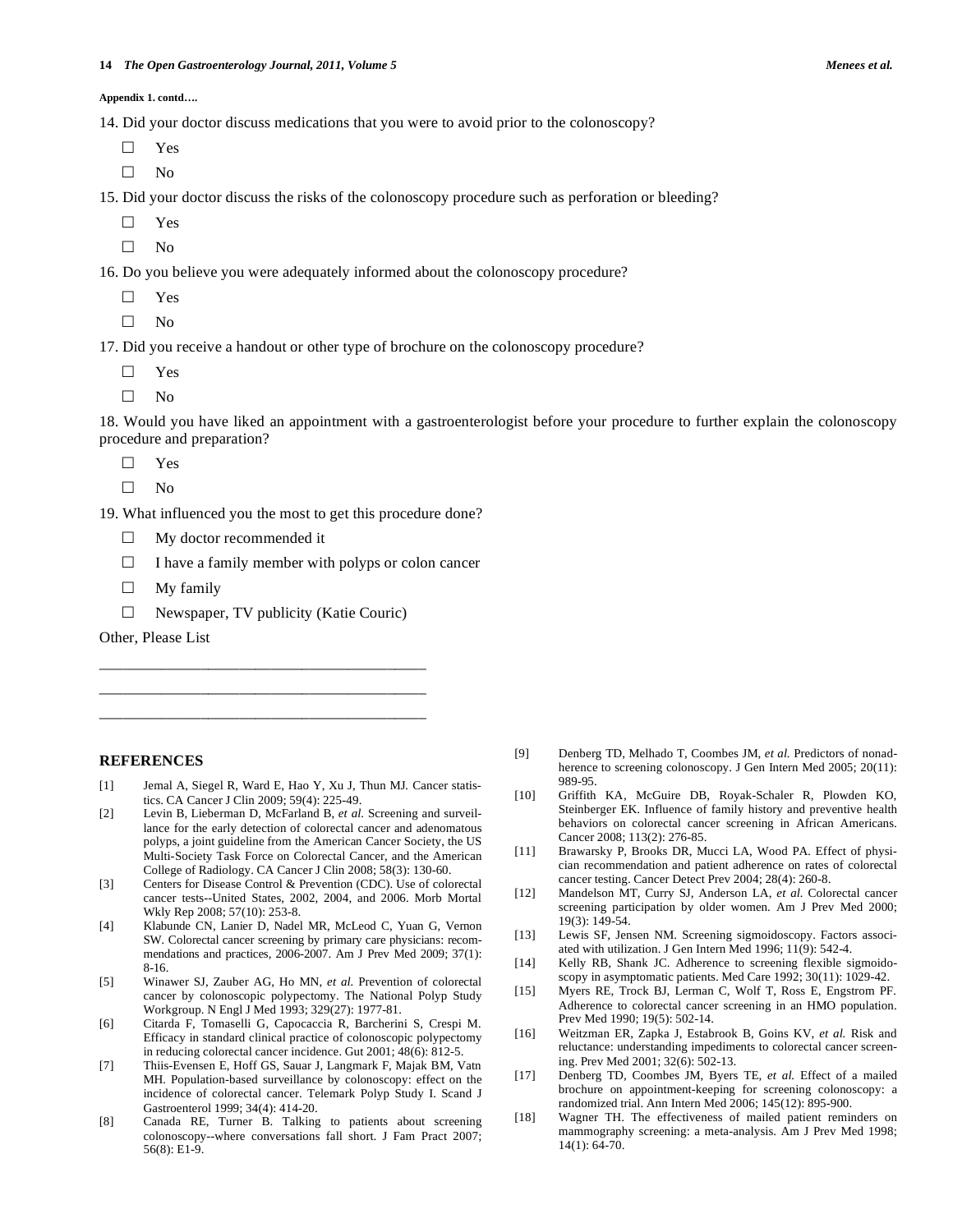**Appendix 1. contd….**

14. Did your doctor discuss medications that you were to avoid prior to the colonoscopy?

☐ Yes

☐ No

15. Did your doctor discuss the risks of the colonoscopy procedure such as perforation or bleeding?

☐ Yes

☐ No

16. Do you believe you were adequately informed about the colonoscopy procedure?

☐ Yes

☐ No

17. Did you receive a handout or other type of brochure on the colonoscopy procedure?

☐ Yes

☐ No

18. Would you have liked an appointment with a gastroenterologist before your procedure to further explain the colonoscopy procedure and preparation?

☐ Yes

☐ No

19. What influenced you the most to get this procedure done?

☐ My doctor recommended it

☐ I have a family member with polyps or colon cancer

☐ My family

☐ Newspaper, TV publicity (Katie Couric)

Other, Please List

___________________________________________

___________________________________________

___________________________________________

## REFERENCES

[1] Jemal A, Siegel R, Ward E, Hao Y, Xu J, Thun MJ. Cancer statistics. CA Cancer J Clin 2009; 59(4): 225-49.

[2] Levin B, Lieberman D, McFarland B, *et al.* Screening and surveillance for the early detection of colorectal cancer and adenomatous polyps, a joint guideline from the American Cancer Society, the US Multi-Society Task Force on Colorectal Cancer, and the American College of Radiology. CA Cancer J Clin 2008; 58(3): 130-60.

[3] Centers for Disease Control & Prevention (CDC). Use of colorectal cancer tests--United States, 2002, 2004, and 2006. Morb Mortal Wkly Rep 2008; 57(10): 253-8.

[4] Klabunde CN, Lanier D, Nadel MR, McLeod C, Yuan G, Vernon SW. Colorectal cancer screening by primary care physicians: recommendations and practices, 2006-2007. Am J Prev Med 2009; 37(1): 8-16.

[5] Winawer SJ, Zauber AG, Ho MN, *et al.* Prevention of colorectal cancer by colonoscopic polypectomy. The National Polyp Study Workgroup. N Engl J Med 1993; 329(27): 1977-81.

[6] Citarda F, Tomaselli G, Capocaccia R, Barcherini S, Crespi M. Efficacy in standard clinical practice of colonoscopic polypectomy in reducing colorectal cancer incidence. Gut 2001; 48(6): 812-5.

[7] Thiis-Evensen E, Hoff GS, Sauar J, Langmark F, Majak BM, Vatn MH. Population-based surveillance by colonoscopy: effect on the incidence of colorectal cancer. Telemark Polyp Study I. Scand J Gastroenterol 1999; 34(4): 414-20.

[8] Canada RE, Turner B. Talking to patients about screening colonoscopy--where conversations fall short. J Fam Pract 2007; 56(8): E1-9.

[9] Denberg TD, Melhado T, Coombes JM, *et al.* Predictors of nonadherence to screening colonoscopy. J Gen Intern Med 2005; 20(11): 989-95.

[10] Griffith KA, McGuire DB, Royak-Schaler R, Plowden KO, Steinberger EK. Influence of family history and preventive health behaviors on colorectal cancer screening in African Americans. Cancer 2008; 113(2): 276-85.

[11] Brawarsky P, Brooks DR, Mucci LA, Wood PA. Effect of physician recommendation and patient adherence on rates of colorectal cancer testing. Cancer Detect Prev 2004; 28(4): 260-8.

[12] Mandelson MT, Curry SJ, Anderson LA, *et al.* Colorectal cancer screening participation by older women. Am J Prev Med 2000; 19(3): 149-54.

[13] Lewis SF, Jensen NM. Screening sigmoidoscopy. Factors associated with utilization. J Gen Intern Med 1996; 11(9): 542-4.

[14] Kelly RB, Shank JC. Adherence to screening flexible sigmoidoscopy in asymptomatic patients. Med Care 1992; 30(11): 1029-42.

[15] Myers RE, Trock BJ, Lerman C, Wolf T, Ross E, Engstrom PF. Adherence to colorectal cancer screening in an HMO population. Prev Med 1990; 19(5): 502-14.

[16] Weitzman ER, Zapka J, Estabrook B, Goins KV, *et al.* Risk and reluctance: understanding impediments to colorectal cancer screening. Prev Med 2001; 32(6): 502-13.

[17] Denberg TD, Coombes JM, Byers TE, *et al.* Effect of a mailed brochure on appointment-keeping for screening colonoscopy: a randomized trial. Ann Intern Med 2006; 145(12): 895-900.

[18] Wagner TH. The effectiveness of mailed patient reminders on mammography screening: a meta-analysis. Am J Prev Med 1998; 14(1): 64-70.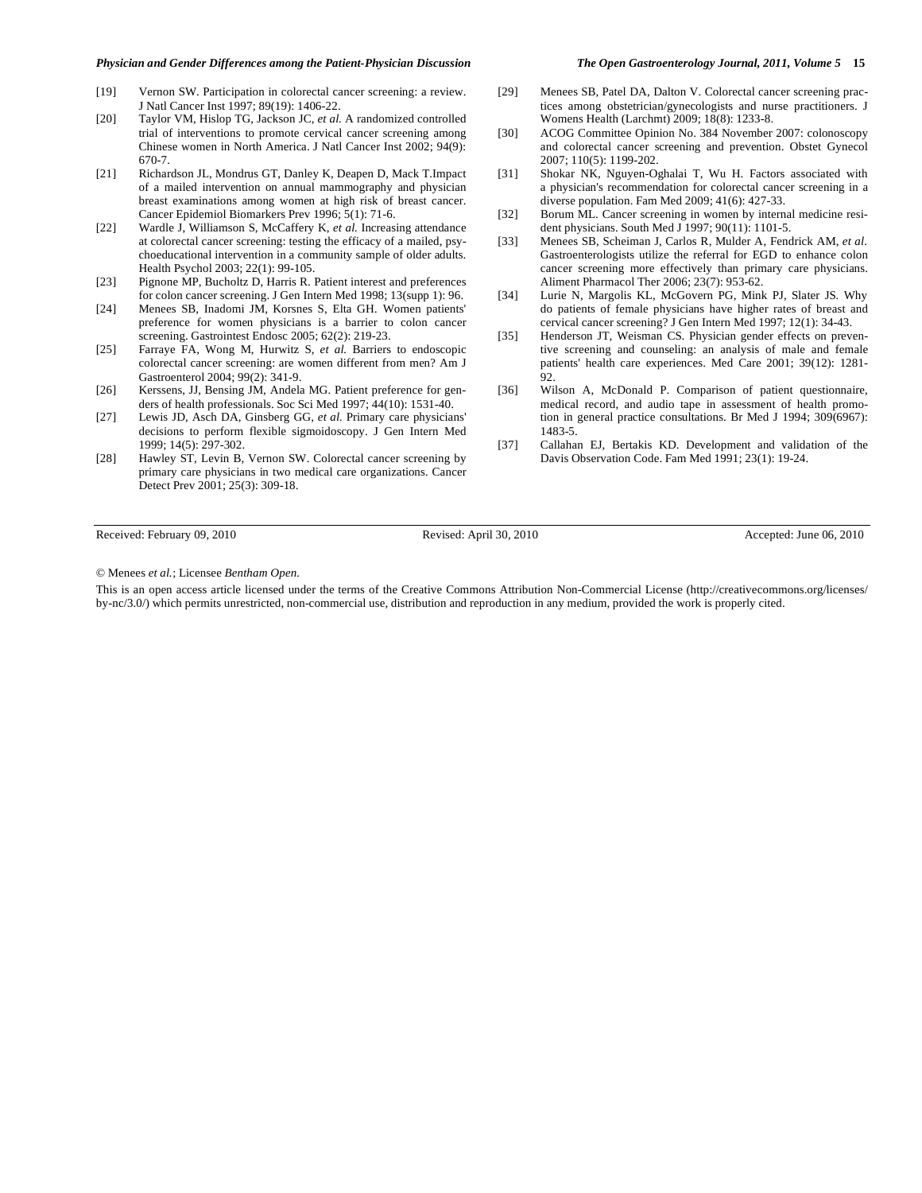[19] Vernon SW. Participation in colorectal cancer screening: a review. J Natl Cancer Inst 1997; 89(19): 1406-22.

[20] Taylor VM, Hislop TG, Jackson JC, *et al.* A randomized controlled trial of interventions to promote cervical cancer screening among Chinese women in North America. J Natl Cancer Inst 2002; 94(9): 670-7.

[21] Richardson JL, Mondrus GT, Danley K, Deapen D, Mack T.Impact of a mailed intervention on annual mammography and physician breast examinations among women at high risk of breast cancer. Cancer Epidemiol Biomarkers Prev 1996; 5(1): 71-6.

[22] Wardle J, Williamson S, McCaffery K, *et al.* Increasing attendance at colorectal cancer screening: testing the efficacy of a mailed, psychoeducational intervention in a community sample of older adults. Health Psychol 2003; 22(1): 99-105.

[23] Pignone MP, Bucholtz D, Harris R. Patient interest and preferences for colon cancer screening. J Gen Intern Med 1998; 13(supp 1): 96.

[24] Menees SB, Inadomi JM, Korsnes S, Elta GH. Women patients' preference for women physicians is a barrier to colon cancer screening. Gastrointest Endosc 2005; 62(2): 219-23.

[25] Farraye FA, Wong M, Hurwitz S, *et al.* Barriers to endoscopic colorectal cancer screening: are women different from men? Am J Gastroenterol 2004; 99(2): 341-9.

[26] Kerssens, JJ, Bensing JM, Andela MG. Patient preference for genders of health professionals. Soc Sci Med 1997; 44(10): 1531-40.

[27] Lewis JD, Asch DA, Ginsberg GG, *et al.* Primary care physicians' decisions to perform flexible sigmoidoscopy. J Gen Intern Med 1999; 14(5): 297-302.

[28] Hawley ST, Levin B, Vernon SW. Colorectal cancer screening by primary care physicians in two medical care organizations. Cancer Detect Prev 2001; 25(3): 309-18.

[29] Menees SB, Patel DA, Dalton V. Colorectal cancer screening practices among obstetrician/gynecologists and nurse practitioners. J Womens Health (Larchmt) 2009; 18(8): 1233-8.

[30] ACOG Committee Opinion No. 384 November 2007: colonoscopy and colorectal cancer screening and prevention. Obstet Gynecol 2007; 110(5): 1199-202.

[31] Shokar NK, Nguyen-Oghalai T, Wu H. Factors associated with a physician's recommendation for colorectal cancer screening in a diverse population. Fam Med 2009; 41(6): 427-33.

[32] Borum ML. Cancer screening in women by internal medicine resident physicians. South Med J 1997; 90(11): 1101-5.

[33] Menees SB, Scheiman J, Carlos R, Mulder A, Fendrick AM, *et al.* Gastroenterologists utilize the referral for EGD to enhance colon cancer screening more effectively than primary care physicians. Aliment Pharmacol Ther 2006; 23(7): 953-62.

[34] Lurie N, Margolis KL, McGovern PG, Mink PJ, Slater JS. Why do patients of female physicians have higher rates of breast and cervical cancer screening? J Gen Intern Med 1997; 12(1): 34-43.

[35] Henderson JT, Weisman CS. Physician gender effects on preventive screening and counseling: an analysis of male and female patients' health care experiences. Med Care 2001; 39(12): 1281-92.

[36] Wilson A, McDonald P. Comparison of patient questionnaire, medical record, and audio tape in assessment of health promotion in general practice consultations. Br Med J 1994; 309(6967): 1483-5.

[37] Callahan EJ, Bertakis KD. Development and validation of the Davis Observation Code. Fam Med 1991; 23(1): 19-24.

Received: February 09, 2010 Revised: April 30, 2010 Accepted: June 06, 2010

© Menees *et al.*; Licensee *Bentham Open.*

This is an open access article licensed under the terms of the Creative Commons Attribution Non-Commercial License (http://creativecommons.org/licenses/by-nc/3.0/) which permits unrestricted, non-commercial use, distribution and reproduction in any medium, provided the work is properly cited.